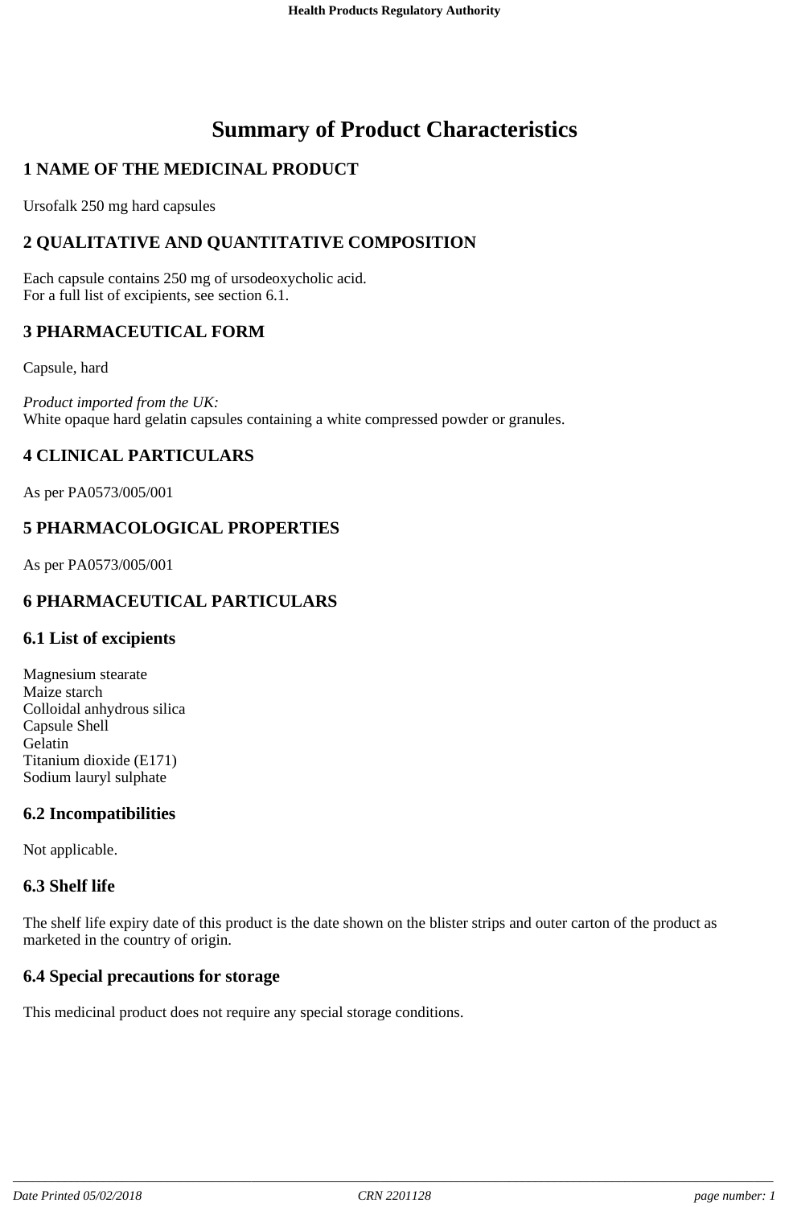# Summary of Product Characteristics

## 1 NAME OF THE MEDICINAL PRODUCT

Ursofalk 250 mg hard capsules

## 2 QUALITATIVE AND QUANTITATIVE COMPOSITION

Each capsule contains 250 mg of ursodeoxycholic acid.
For a full list of excipients, see section 6.1.

## 3 PHARMACEUTICAL FORM

Capsule, hard

*Product imported from the UK:*
White opaque hard gelatin capsules containing a white compressed powder or granules.

## 4 CLINICAL PARTICULARS

As per PA0573/005/001

## 5 PHARMACOLOGICAL PROPERTIES

As per PA0573/005/001

## 6 PHARMACEUTICAL PARTICULARS

### 6.1 List of excipients

Magnesium stearate
Maize starch
Colloidal anhydrous silica
Capsule Shell
Gelatin
Titanium dioxide (E171)
Sodium lauryl sulphate

### 6.2 Incompatibilities

Not applicable.

### 6.3 Shelf life

The shelf life expiry date of this product is the date shown on the blister strips and outer carton of the product as marketed in the country of origin.

### 6.4 Special precautions for storage

This medicinal product does not require any special storage conditions.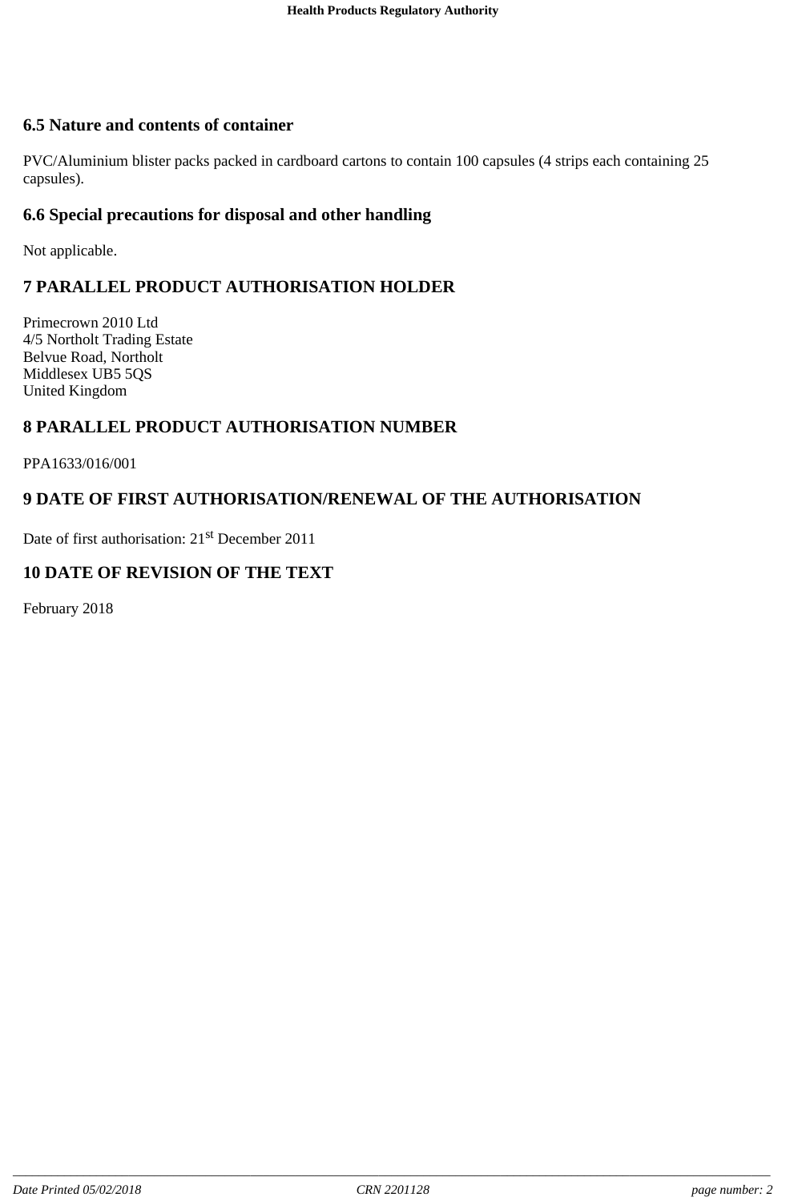## 6.5 Nature and contents of container

PVC/Aluminium blister packs packed in cardboard cartons to contain 100 capsules (4 strips each containing 25 capsules).

## 6.6 Special precautions for disposal and other handling

Not applicable.

# 7 PARALLEL PRODUCT AUTHORISATION HOLDER

Primecrown 2010 Ltd
4/5 Northolt Trading Estate
Belvue Road, Northolt
Middlesex UB5 5QS
United Kingdom

# 8 PARALLEL PRODUCT AUTHORISATION NUMBER

PPA1633/016/001

# 9 DATE OF FIRST AUTHORISATION/RENEWAL OF THE AUTHORISATION

Date of first authorisation: 21st December 2011

# 10 DATE OF REVISION OF THE TEXT

February 2018